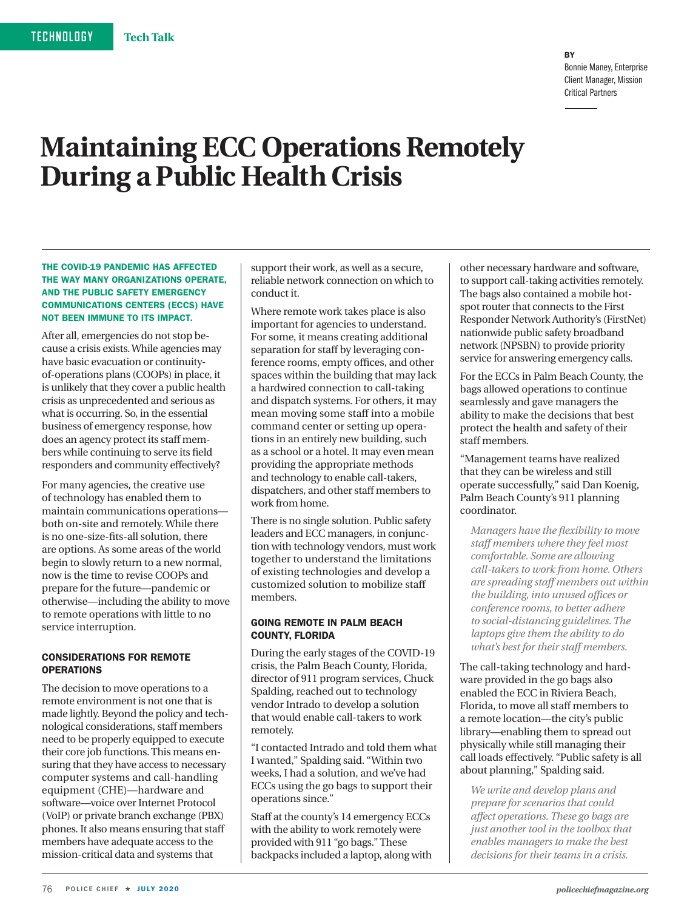TECHNOLOGY **Tech Talk**

BY
Bonnie Maney, Enterprise Client Manager, Mission Critical Partners

# Maintaining ECC Operations Remotely During a Public Health Crisis

**THE COVID-19 PANDEMIC HAS AFFECTED THE WAY MANY ORGANIZATIONS OPERATE, AND THE PUBLIC SAFETY EMERGENCY COMMUNICATIONS CENTERS (ECCS) HAVE NOT BEEN IMMUNE TO ITS IMPACT.**

After all, emergencies do not stop because a crisis exists. While agencies may have basic evacuation or continuity-of-operations plans (COOPs) in place, it is unlikely that they cover a public health crisis as unprecedented and serious as what is occurring. So, in the essential business of emergency response, how does an agency protect its staff members while continuing to serve its field responders and community effectively?

For many agencies, the creative use of technology has enabled them to maintain communications operations—both on-site and remotely. While there is no one-size-fits-all solution, there are options. As some areas of the world begin to slowly return to a new normal, now is the time to revise COOPs and prepare for the future—pandemic or otherwise—including the ability to move to remote operations with little to no service interruption.

## CONSIDERATIONS FOR REMOTE OPERATIONS

The decision to move operations to a remote environment is not one that is made lightly. Beyond the policy and technological considerations, staff members need to be properly equipped to execute their core job functions. This means ensuring that they have access to necessary computer systems and call-handling equipment (CHE)—hardware and software—voice over Internet Protocol (VoIP) or private branch exchange (PBX) phones. It also means ensuring that staff members have adequate access to the mission-critical data and systems that support their work, as well as a secure, reliable network connection on which to conduct it.

Where remote work takes place is also important for agencies to understand. For some, it means creating additional separation for staff by leveraging conference rooms, empty offices, and other spaces within the building that may lack a hardwired connection to call-taking and dispatch systems. For others, it may mean moving some staff into a mobile command center or setting up operations in an entirely new building, such as a school or a hotel. It may even mean providing the appropriate methods and technology to enable call-takers, dispatchers, and other staff members to work from home.

There is no single solution. Public safety leaders and ECC managers, in conjunction with technology vendors, must work together to understand the limitations of existing technologies and develop a customized solution to mobilize staff members.

## GOING REMOTE IN PALM BEACH COUNTY, FLORIDA

During the early stages of the COVID-19 crisis, the Palm Beach County, Florida, director of 911 program services, Chuck Spalding, reached out to technology vendor Intrado to develop a solution that would enable call-takers to work remotely.

"I contacted Intrado and told them what I wanted," Spalding said. "Within two weeks, I had a solution, and we've had ECCs using the go bags to support their operations since."

Staff at the county's 14 emergency ECCs with the ability to work remotely were provided with 911 "go bags." These backpacks included a laptop, along with other necessary hardware and software, to support call-taking activities remotely. The bags also contained a mobile hotspot router that connects to the First Responder Network Authority's (FirstNet) nationwide public safety broadband network (NPSBN) to provide priority service for answering emergency calls.

For the ECCs in Palm Beach County, the bags allowed operations to continue seamlessly and gave managers the ability to make the decisions that best protect the health and safety of their staff members.

"Management teams have realized that they can be wireless and still operate successfully," said Dan Koenig, Palm Beach County's 911 planning coordinator.

> *Managers have the flexibility to move staff members where they feel most comfortable. Some are allowing call-takers to work from home. Others are spreading staff members out within the building, into unused offices or conference rooms, to better adhere to social-distancing guidelines. The laptops give them the ability to do what's best for their staff members.*

The call-taking technology and hardware provided in the go bags also enabled the ECC in Riviera Beach, Florida, to move all staff members to a remote location—the city's public library—enabling them to spread out physically while still managing their call loads effectively. "Public safety is all about planning," Spalding said.

> *We write and develop plans and prepare for scenarios that could affect operations. These go bags are just another tool in the toolbox that enables managers to make the best decisions for their teams in a crisis.*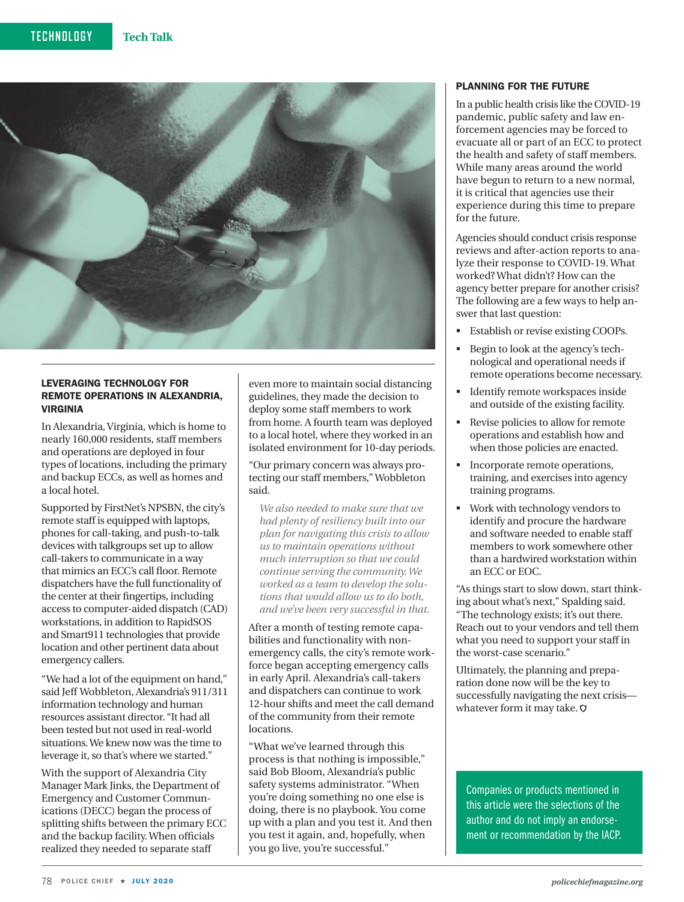## LEVERAGING TECHNOLOGY FOR REMOTE OPERATIONS IN ALEXANDRIA, VIRGINIA

In Alexandria, Virginia, which is home to nearly 160,000 residents, staff members and operations are deployed in four types of locations, including the primary and backup ECCs, as well as homes and a local hotel.

Supported by FirstNet's NPSBN, the city's remote staff is equipped with laptops, phones for call-taking, and push-to-talk devices with talkgroups set up to allow call-takers to communicate in a way that mimics an ECC's call floor. Remote dispatchers have the full functionality of the center at their fingertips, including access to computer-aided dispatch (CAD) workstations, in addition to RapidSOS and Smart911 technologies that provide location and other pertinent data about emergency callers.

"We had a lot of the equipment on hand," said Jeff Wobbleton, Alexandria's 911/311 information technology and human resources assistant director. "It had all been tested but not used in real-world situations. We knew now was the time to leverage it, so that's where we started."

With the support of Alexandria City Manager Mark Jinks, the Department of Emergency and Customer Communications (DECC) began the process of splitting shifts between the primary ECC and the backup facility. When officials realized they needed to separate staff even more to maintain social distancing guidelines, they made the decision to deploy some staff members to work from home. A fourth team was deployed to a local hotel, where they worked in an isolated environment for 10-day periods.

"Our primary concern was always protecting our staff members," Wobbleton said.

> *We also needed to make sure that we had plenty of resiliency built into our plan for navigating this crisis to allow us to maintain operations without much interruption so that we could continue serving the community. We worked as a team to develop the solutions that would allow us to do both, and we've been very successful in that.*

After a month of testing remote capabilities and functionality with non-emergency calls, the city's remote workforce began accepting emergency calls in early April. Alexandria's call-takers and dispatchers can continue to work 12-hour shifts and meet the call demand of the community from their remote locations.

"What we've learned through this process is that nothing is impossible," said Bob Bloom, Alexandria's public safety systems administrator. "When you're doing something no one else is doing, there is no playbook. You come up with a plan and you test it. And then you test it again, and, hopefully, when you go live, you're successful."

## PLANNING FOR THE FUTURE

In a public health crisis like the COVID-19 pandemic, public safety and law enforcement agencies may be forced to evacuate all or part of an ECC to protect the health and safety of staff members. While many areas around the world have begun to return to a new normal, it is critical that agencies use their experience during this time to prepare for the future.

Agencies should conduct crisis response reviews and after-action reports to analyze their response to COVID-19. What worked? What didn't? How can the agency better prepare for another crisis? The following are a few ways to help answer that last question:

- Establish or revise existing COOPs.
- Begin to look at the agency's technological and operational needs if remote operations become necessary.
- Identify remote workspaces inside and outside of the existing facility.
- Revise policies to allow for remote operations and establish how and when those policies are enacted.
- Incorporate remote operations, training, and exercises into agency training programs.
- Work with technology vendors to identify and procure the hardware and software needed to enable staff members to work somewhere other than a hardwired workstation within an ECC or EOC.

"As things start to slow down, start thinking about what's next," Spalding said. "The technology exists; it's out there. Reach out to your vendors and tell them what you need to support your staff in the worst-case scenario."

Ultimately, the planning and preparation done now will be the key to successfully navigating the next crisis—whatever form it may take.

Companies or products mentioned in this article were the selections of the author and do not imply an endorsement or recommendation by the IACP.